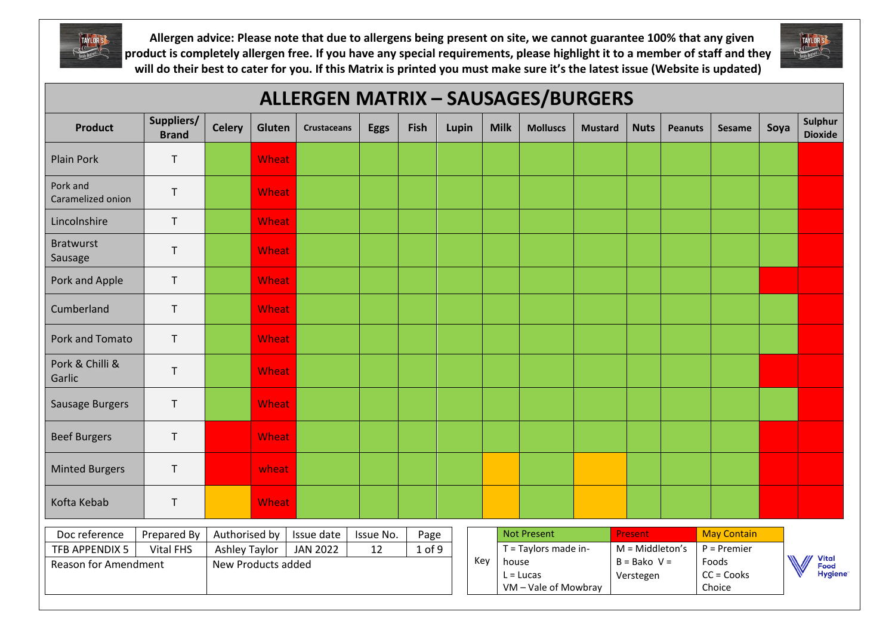**Allergen advice: Please note that due to allergens being present on site, we cannot guarantee 100% that any given product is completely allergen free. If you have any special requirements, please highlight it to a member of staff and they will do their best to cater for you. If this Matrix is printed you must make sure it's the latest issue (Website is updated)**

# ALLERGEN MATRIX – SAUSAGES/BURGERS

| Product | Suppliers/ Brand | Celery | Gluten | Crustaceans | Eggs | Fish | Lupin | Milk | Molluscs | Mustard | Nuts | Peanuts | Sesame | Soya | Sulphur Dioxide |
|---|---|---|---|---|---|---|---|---|---|---|---|---|---|---|---|
| Plain Pork | T | Not Present | Wheat (Present) | Not Present | Not Present | Not Present | Not Present | Not Present | Not Present | Not Present | Not Present | Not Present | Not Present | Not Present | Present |
| Pork and Caramelized onion | T | Not Present | Wheat (Present) | Not Present | Not Present | Not Present | Not Present | Not Present | Not Present | Not Present | Not Present | Not Present | Not Present | Not Present | Present |
| Lincolnshire | T | Not Present | Wheat (Present) | Not Present | Not Present | Not Present | Not Present | Not Present | Not Present | Not Present | Not Present | Not Present | Not Present | Not Present | Present |
| Bratwurst Sausage | T | Not Present | Wheat (Present) | Not Present | Not Present | Not Present | Not Present | Not Present | Not Present | Not Present | Not Present | Not Present | Not Present | Not Present | Present |
| Pork and Apple | T | Not Present | Wheat (Present) | Not Present | Not Present | Not Present | Not Present | Not Present | Not Present | Not Present | Not Present | Not Present | Not Present | Present | Present |
| Cumberland | T | Not Present | Wheat (Present) | Not Present | Not Present | Not Present | Not Present | Not Present | Not Present | Not Present | Not Present | Not Present | Not Present | Not Present | Present |
| Pork and Tomato | T | Not Present | Wheat (Present) | Not Present | Not Present | Not Present | Not Present | Not Present | Not Present | Not Present | Not Present | Not Present | Not Present | Not Present | Present |
| Pork & Chilli & Garlic | T | Not Present | Wheat (Present) | Not Present | Not Present | Not Present | Not Present | Not Present | Not Present | Not Present | Not Present | Not Present | Not Present | Present | Present |
| Sausage Burgers | T | Not Present | Wheat (Present) | Not Present | Not Present | Not Present | Not Present | Not Present | Not Present | Not Present | Not Present | Not Present | Not Present | Not Present | Present |
| Beef Burgers | T | Present | Wheat (Present) | Not Present | Not Present | Not Present | Not Present | Not Present | Not Present | Not Present | Not Present | Not Present | Not Present | Present | Present |
| Minted Burgers | T | Present | wheat (Present) | Not Present | Not Present | Not Present | Not Present | May Contain | Not Present | May Contain | Not Present | Not Present | Not Present | Present | Present |
| Kofta Kebab | T | May Contain | Wheat (Present) | Not Present | Not Present | Not Present | Not Present | May Contain | Not Present | May Contain | Not Present | Not Present | Not Present | Present | Present |

| Doc reference | Prepared By | Authorised by | Issue date | Issue No. | Page |
|---|---|---|---|---|---|
| TFB APPENDIX 5 | Vital FHS | Ashley Taylor | JAN 2022 | 12 | 1 of 9 |
| Reason for Amendment | | New Products added | | | |

| Key | Not Present | Present | May Contain |
|---|---|---|---|
| | T = Taylors made in-house<br>L = Lucas<br>VM – Vale of Mowbray | M = Middleton's<br>B = Bako V = Verstegen | P = Premier Foods<br>CC = Cooks Choice |

Vital Food Hygiene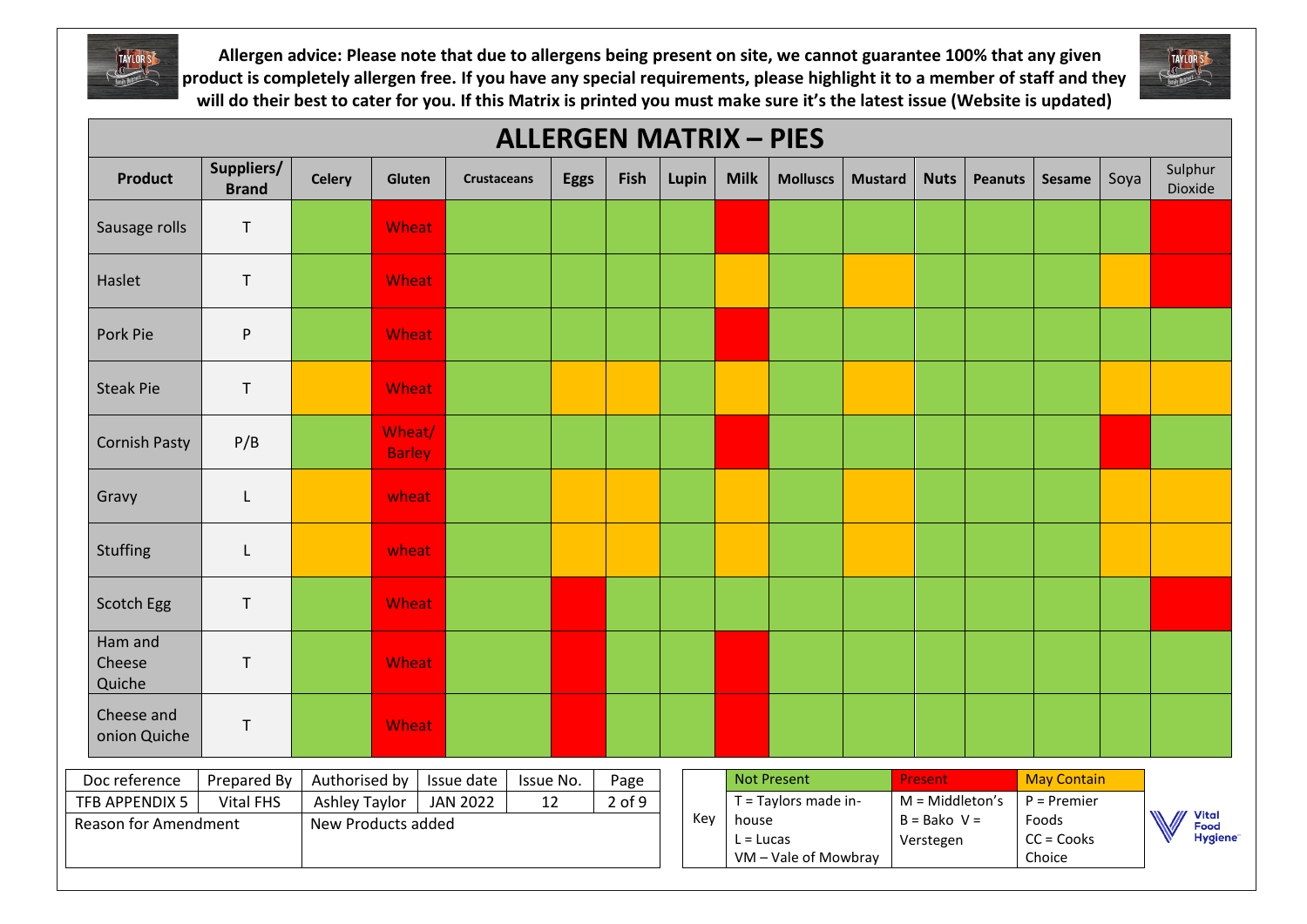**Allergen advice: Please note that due to allergens being present on site, we cannot guarantee 100% that any given product is completely allergen free. If you have any special requirements, please highlight it to a member of staff and they will do their best to cater for you. If this Matrix is printed you must make sure it's the latest issue (Website is updated)**

# ALLERGEN MATRIX – PIES

| Product | Suppliers/ Brand | Celery | Gluten | Crustaceans | Eggs | Fish | Lupin | Milk | Molluscs | Mustard | Nuts | Peanuts | Sesame | Soya | Sulphur Dioxide |
|---|---|---|---|---|---|---|---|---|---|---|---|---|---|---|---|
| Sausage rolls | T | Not Present | Present: Wheat | Not Present | Not Present | Not Present | Not Present | Present | Not Present | Not Present | Not Present | Not Present | Not Present | Not Present | Present |
| Haslet | T | Not Present | Present: Wheat | Not Present | Not Present | Not Present | Not Present | May Contain | Not Present | May Contain | Not Present | Not Present | Not Present | May Contain | Present |
| Pork Pie | P | Not Present | Present: Wheat | Not Present | Not Present | Not Present | Not Present | Present | Not Present | Not Present | Not Present | Not Present | Not Present | Not Present | Not Present |
| Steak Pie | T | May Contain | Present: Wheat | Not Present | May Contain | May Contain | Not Present | May Contain | Not Present | May Contain | Not Present | Not Present | Not Present | May Contain | May Contain |
| Cornish Pasty | P/B | Not Present | Present: Wheat/ Barley | Not Present | Not Present | Not Present | Not Present | Present | Not Present | Not Present | Not Present | Not Present | Not Present | Present | Not Present |
| Gravy | L | May Contain | Present: wheat | Not Present | May Contain | May Contain | Not Present | May Contain | Not Present | May Contain | Not Present | Not Present | Not Present | May Contain | May Contain |
| Stuffing | L | May Contain | Present: wheat | Not Present | May Contain | May Contain | Not Present | May Contain | Not Present | May Contain | Not Present | Not Present | Not Present | May Contain | May Contain |
| Scotch Egg | T | Not Present | Present: Wheat | Not Present | Present | Not Present | Not Present | Not Present | Not Present | Not Present | Not Present | Not Present | Not Present | Not Present | Present |
| Ham and Cheese Quiche | T | Not Present | Present: Wheat | Not Present | Present | Not Present | Not Present | Present | Not Present | Not Present | Not Present | Not Present | Not Present | Not Present | Not Present |
| Cheese and onion Quiche | T | Not Present | Present: Wheat | Not Present | Present | Not Present | Not Present | Present | Not Present | Not Present | Not Present | Not Present | Not Present | Not Present | Not Present |

| Doc reference | Prepared By | Authorised by | Issue date | Issue No. | Page |
|---|---|---|---|---|---|
| TFB APPENDIX 5 | Vital FHS | Ashley Taylor | JAN 2022 | 12 | 2 of 9 |
| Reason for Amendment | | New Products added | | | |

| Key | Not Present | Present | May Contain |
|---|---|---|---|
| | T = Taylors made in-house<br>L = Lucas<br>VM – Vale of Mowbray | M = Middleton's<br>B = Bako V = Verstegen | P = Premier Foods<br>CC = Cooks Choice |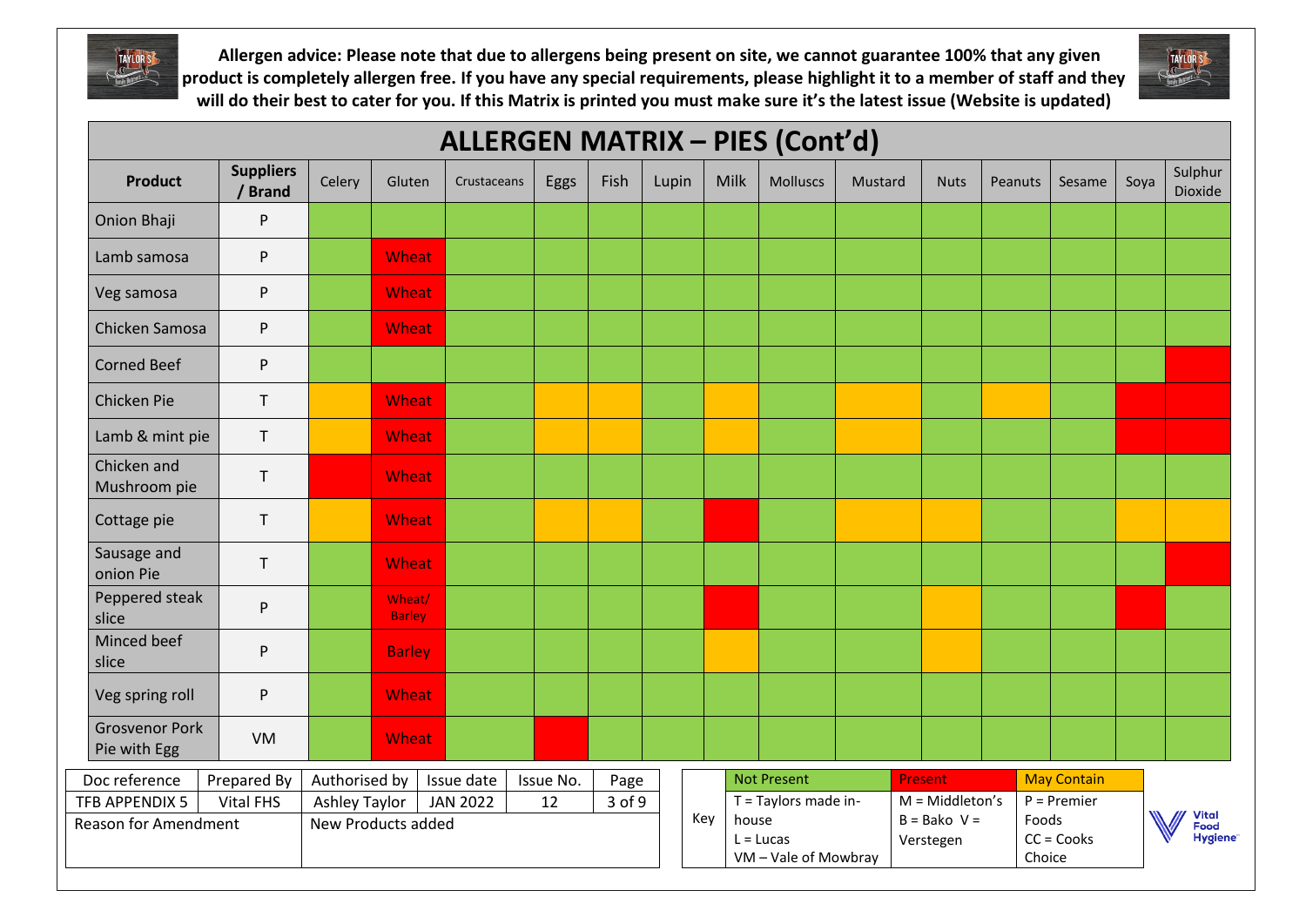**Allergen advice: Please note that due to allergens being present on site, we cannot guarantee 100% that any given product is completely allergen free. If you have any special requirements, please highlight it to a member of staff and they will do their best to cater for you. If this Matrix is printed you must make sure it's the latest issue (Website is updated)**

# ALLERGEN MATRIX – PIES (Cont'd)

| Product | Suppliers / Brand | Celery | Gluten | Crustaceans | Eggs | Fish | Lupin | Milk | Molluscs | Mustard | Nuts | Peanuts | Sesame | Soya | Sulphur Dioxide |
|---|---|---|---|---|---|---|---|---|---|---|---|---|---|---|---|
| Onion Bhaji | P | | | | | | | | | | | | | | |
| Lamb samosa | P | | Wheat | | | | | | | | | | | | |
| Veg samosa | P | | Wheat | | | | | | | | | | | | |
| Chicken Samosa | P | | Wheat | | | | | | | | | | | | |
| Corned Beef | P | | | | | | | | | | | | | | |
| Chicken Pie | T | | Wheat | | | | | | | | | | | | |
| Lamb & mint pie | T | | Wheat | | | | | | | | | | | | |
| Chicken and Mushroom pie | T | | Wheat | | | | | | | | | | | | |
| Cottage pie | T | | Wheat | | | | | | | | | | | | |
| Sausage and onion Pie | T | | Wheat | | | | | | | | | | | | |
| Peppered steak slice | P | | Wheat/ Barley | | | | | | | | | | | | |
| Minced beef slice | P | | Barley | | | | | | | | | | | | |
| Veg spring roll | P | | Wheat | | | | | | | | | | | | |
| Grosvenor Pork Pie with Egg | VM | | Wheat | | | | | | | | | | | | |

| Doc reference | Prepared By | Authorised by | Issue date | Issue No. | Page |
|---|---|---|---|---|---|
| TFB APPENDIX 5 | Vital FHS | Ashley Taylor | JAN 2022 | 12 | 3 of 9 |
| Reason for Amendment | | New Products added | | | |

| Key | Not Present | Present | May Contain |
|---|---|---|---|
| | T = Taylors made in-house<br>L = Lucas<br>VM – Vale of Mowbray | M = Middleton's<br>B = Bako V = Verstegen | P = Premier Foods<br>CC = Cooks Choice |

Vital Food Hygiene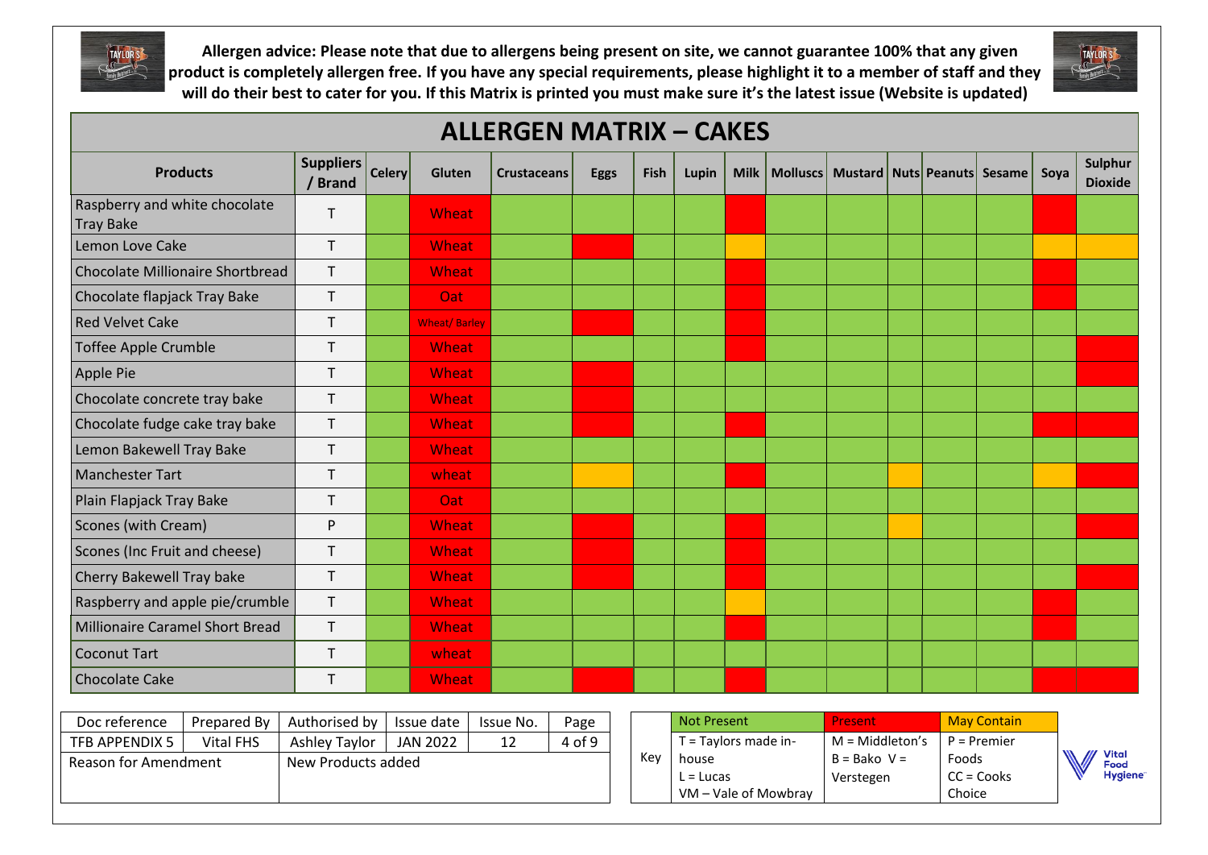Allergen advice: Please note that due to allergens being present on site, we cannot guarantee 100% that any given product is completely allergen free. If you have any special requirements, please highlight it to a member of staff and they will do their best to cater for you. If this Matrix is printed you must make sure it's the latest issue (Website is updated)

# ALLERGEN MATRIX – CAKES

| Products | Suppliers / Brand | Celery | Gluten | Crustaceans | Eggs | Fish | Lupin | Milk | Molluscs | Mustard | Nuts | Peanuts | Sesame | Soya | Sulphur Dioxide |
|---|---|---|---|---|---|---|---|---|---|---|---|---|---|---|---|
| Raspberry and white chocolate Tray Bake | T | | Wheat | | | | | Present | | | | | | Present | |
| Lemon Love Cake | T | | Wheat | | Present | | | May Contain | | | | | | May Contain | May Contain |
| Chocolate Millionaire Shortbread | T | | Wheat | | | | | Present | | | | | | Present | |
| Chocolate flapjack Tray Bake | T | | Oat | | | | | Present | | | | | | Present | |
| Red Velvet Cake | T | | Wheat/ Barley | | Present | | | Present | | | | | | | |
| Toffee Apple Crumble | T | | Wheat | | | | | Present | | | | | | | Present |
| Apple Pie | T | | Wheat | | Present | | | | | | | | | | Present |
| Chocolate concrete tray bake | T | | Wheat | | Present | | | | | | | | | | |
| Chocolate fudge cake tray bake | T | | Wheat | | Present | | | Present | | | | | | Present | Present |
| Lemon Bakewell Tray Bake | T | | Wheat | | | | | | | | | | | | |
| Manchester Tart | T | | wheat | | May Contain | | | Present | | | May Contain | | | May Contain | Present |
| Plain Flapjack Tray Bake | T | | Oat | | | | | | | | | | | | |
| Scones (with Cream) | P | | Wheat | | Present | | | Present | | | May Contain | | | | Present |
| Scones (Inc Fruit and cheese) | T | | Wheat | | Present | | | Present | | | | | | | |
| Cherry Bakewell Tray bake | T | | Wheat | | Present | | | Present | | | | | | | Present |
| Raspberry and apple pie/crumble | T | | Wheat | | | | | May Contain | | | | | | Present | |
| Millionaire Caramel Short Bread | T | | Wheat | | | | | Present | | | | | | Present | |
| Coconut Tart | T | | wheat | | | | | | | | | | | | |
| Chocolate Cake | T | | Wheat | | Present | | | Present | | | | | | Present | Present |

| Doc reference | Prepared By | Authorised by | Issue date | Issue No. | Page |
|---|---|---|---|---|---|
| TFB APPENDIX 5 | Vital FHS | Ashley Taylor | JAN 2022 | 12 | 4 of 9 |
| Reason for Amendment | | New Products added | | | |

| Key | Not Present | Present | May Contain |
|---|---|---|---|
| | T = Taylors made in-house<br>L = Lucas<br>VM – Vale of Mowbray | M = Middleton's<br>B = Bako V = Verstegen | P = Premier Foods<br>CC = Cooks Choice |

Vital Food Hygiene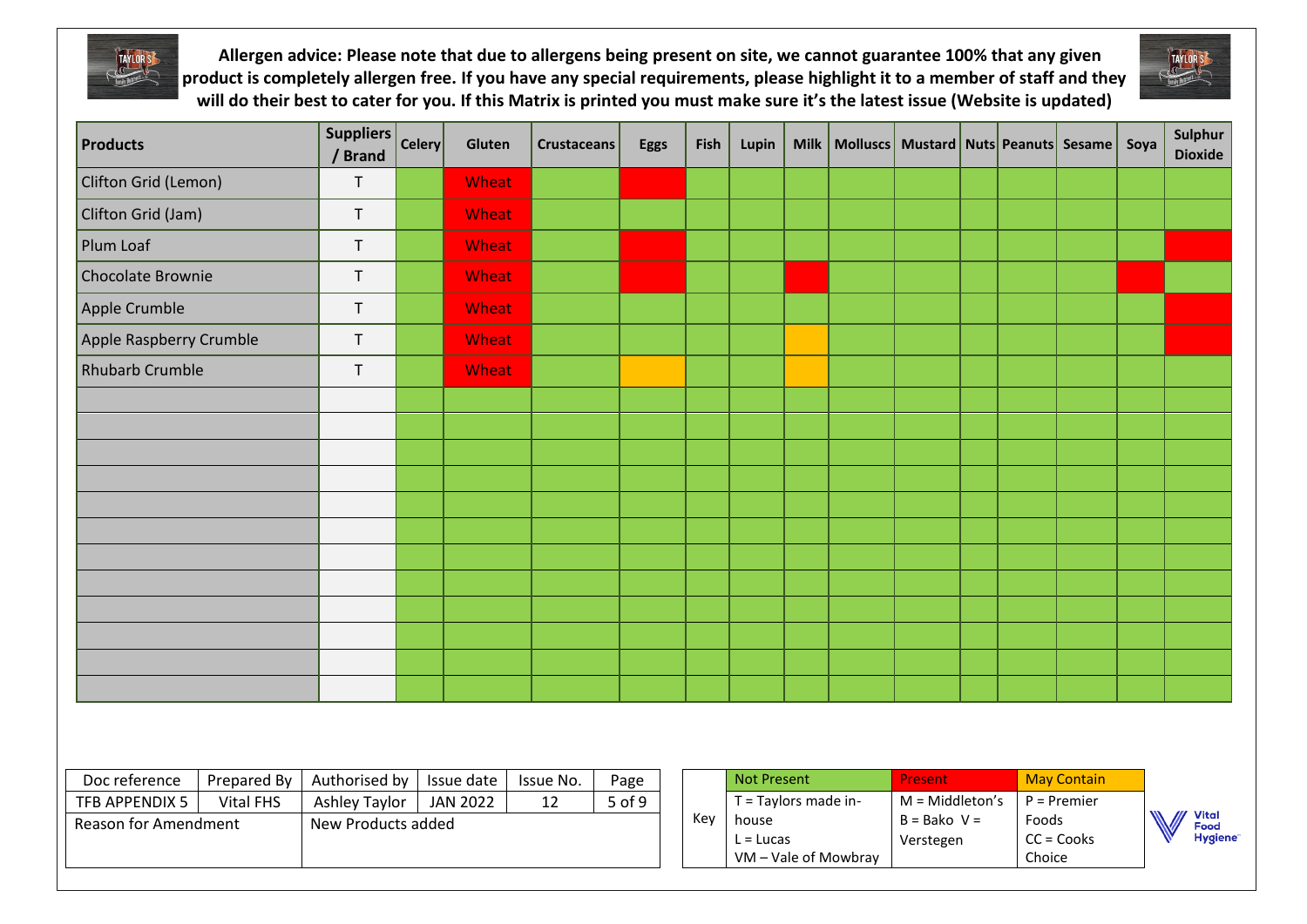**Allergen advice: Please note that due to allergens being present on site, we cannot guarantee 100% that any given product is completely allergen free. If you have any special requirements, please highlight it to a member of staff and they will do their best to cater for you. If this Matrix is printed you must make sure it's the latest issue (Website is updated)**

| Products | Suppliers / Brand | Celery | Gluten | Crustaceans | Eggs | Fish | Lupin | Milk | Molluscs | Mustard | Nuts | Peanuts | Sesame | Soya | Sulphur Dioxide |
|---|---|---|---|---|---|---|---|---|---|---|---|---|---|---|---|
| Clifton Grid (Lemon) | T | | Wheat (Present) | | Present | | | | | | | | | | |
| Clifton Grid (Jam) | T | | Wheat (Present) | | | | | | | | | | | | |
| Plum Loaf | T | | Wheat (Present) | | Present | | | | | | | | | | Present |
| Chocolate Brownie | T | | Wheat (Present) | | Present | | | Present | | | | | | Present | |
| Apple Crumble | T | | Wheat (Present) | | | | | | | | | | | | Present |
| Apple Raspberry Crumble | T | | Wheat (Present) | | | | | May Contain | | | | | | | Present |
| Rhubarb Crumble | T | | Wheat (Present) | | May Contain | | | May Contain | | | | | | | |

(Unmarked cells: Not Present)

| Doc reference | Prepared By | Authorised by | Issue date | Issue No. | Page |
|---|---|---|---|---|---|
| TFB APPENDIX 5 | Vital FHS | Ashley Taylor | JAN 2022 | 12 | 5 of 9 |
| Reason for Amendment | | New Products added | | | |

| Key | Not Present | Present | May Contain |
|---|---|---|---|
| | T = Taylors made in-house<br>L = Lucas<br>VM – Vale of Mowbray | M = Middleton's<br>B = Bako V = Verstegen | P = Premier Foods<br>CC = Cooks Choice |

Vital Food Hygiene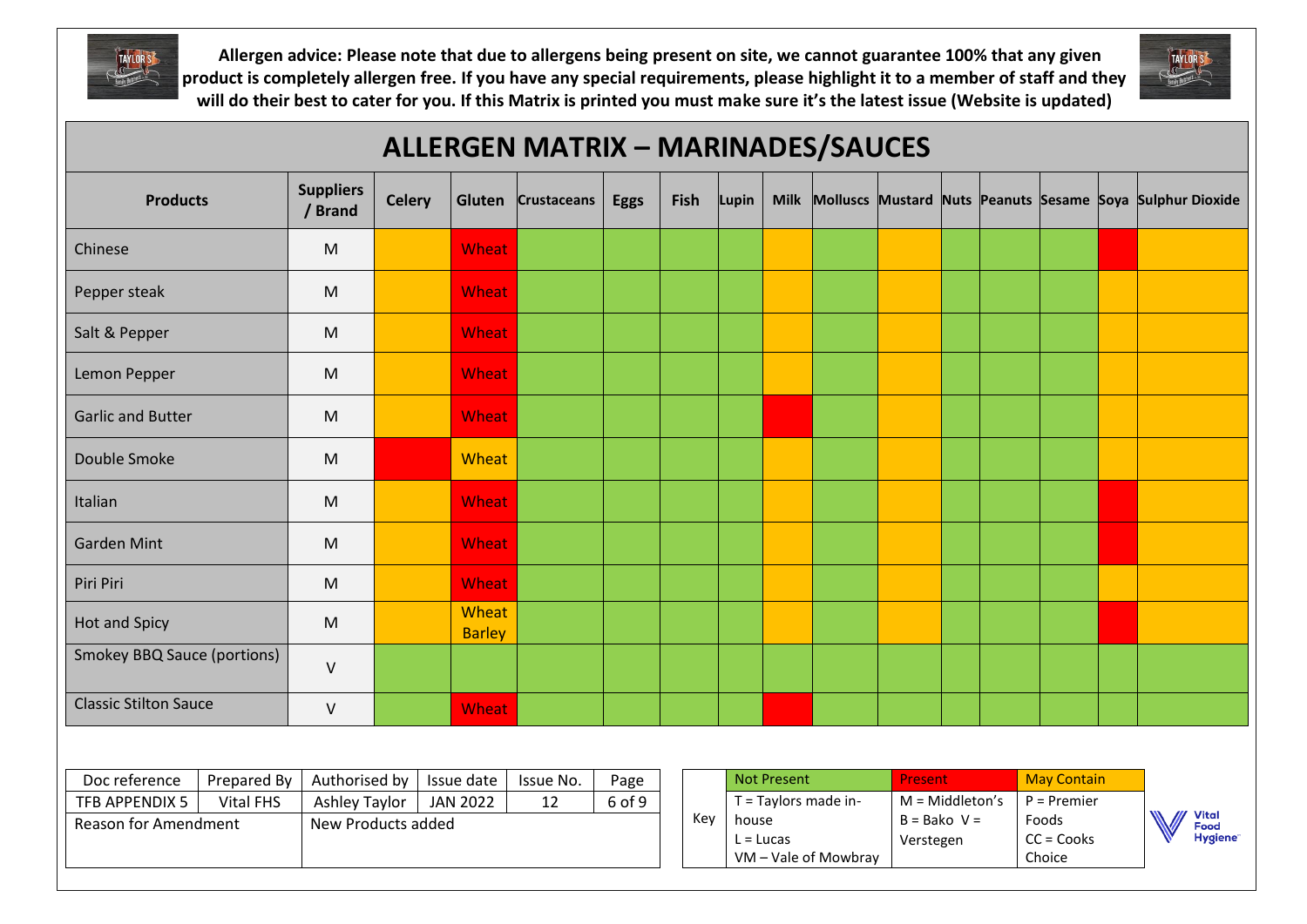Allergen advice: Please note that due to allergens being present on site, we cannot guarantee 100% that any given product is completely allergen free. If you have any special requirements, please highlight it to a member of staff and they will do their best to cater for you. If this Matrix is printed you must make sure it's the latest issue (Website is updated)

# ALLERGEN MATRIX – MARINADES/SAUCES

| Products | Suppliers / Brand | Celery | Gluten | Crustaceans | Eggs | Fish | Lupin | Milk | Molluscs | Mustard | Nuts | Peanuts | Sesame | Soya | Sulphur Dioxide |
|---|---|---|---|---|---|---|---|---|---|---|---|---|---|---|---|
| Chinese | M | May Contain | Wheat (Present) | Not Present | Not Present | Not Present | Not Present | May Contain | Not Present | May Contain | Not Present | Not Present | Not Present | Present | May Contain |
| Pepper steak | M | May Contain | Wheat (Present) | Not Present | Not Present | Not Present | Not Present | May Contain | Not Present | May Contain | Not Present | Not Present | Not Present | May Contain | May Contain |
| Salt & Pepper | M | May Contain | Wheat (Present) | Not Present | Not Present | Not Present | Not Present | May Contain | Not Present | May Contain | Not Present | Not Present | Not Present | May Contain | May Contain |
| Lemon Pepper | M | May Contain | Wheat (Present) | Not Present | Not Present | Not Present | Not Present | May Contain | Not Present | May Contain | Not Present | Not Present | Not Present | May Contain | May Contain |
| Garlic and Butter | M | May Contain | Wheat (Present) | Not Present | Not Present | Not Present | Not Present | Present | Not Present | May Contain | Not Present | Not Present | Not Present | May Contain | May Contain |
| Double Smoke | M | Present | Wheat (May Contain) | Not Present | Not Present | Not Present | Not Present | May Contain | Not Present | May Contain | Not Present | Not Present | Not Present | May Contain | May Contain |
| Italian | M | May Contain | Wheat (Present) | Not Present | Not Present | Not Present | Not Present | May Contain | Not Present | May Contain | Not Present | Not Present | Not Present | Present | May Contain |
| Garden Mint | M | May Contain | Wheat (Present) | Not Present | Not Present | Not Present | Not Present | May Contain | Not Present | May Contain | Not Present | Not Present | Not Present | Present | May Contain |
| Piri Piri | M | May Contain | Wheat (Present) | Not Present | Not Present | Not Present | Not Present | May Contain | Not Present | May Contain | Not Present | Not Present | Not Present | May Contain | May Contain |
| Hot and Spicy | M | May Contain | Wheat Barley (May Contain) | Not Present | Not Present | Not Present | Not Present | May Contain | Not Present | May Contain | Not Present | Not Present | Not Present | Present | May Contain |
| Smokey BBQ Sauce (portions) | V | Not Present | Not Present | Not Present | Not Present | Not Present | Not Present | Not Present | Not Present | Not Present | Not Present | Not Present | Not Present | Not Present | Not Present |
| Classic Stilton Sauce | V | Not Present | Wheat (Present) | Not Present | Not Present | Not Present | Not Present | Present | Not Present | Not Present | Not Present | Not Present | Not Present | Not Present | Not Present |

| Doc reference | Prepared By | Authorised by | Issue date | Issue No. | Page |
|---|---|---|---|---|---|
| TFB APPENDIX 5 | Vital FHS | Ashley Taylor | JAN 2022 | 12 | 6 of 9 |
| Reason for Amendment | | New Products added | | | |

| Key | Not Present | Present | May Contain |
|---|---|---|---|
| | T = Taylors made in-house<br>L = Lucas<br>VM – Vale of Mowbray | M = Middleton's<br>B = Bako V = Verstegen | P = Premier Foods<br>CC = Cooks Choice |

Vital Food Hygiene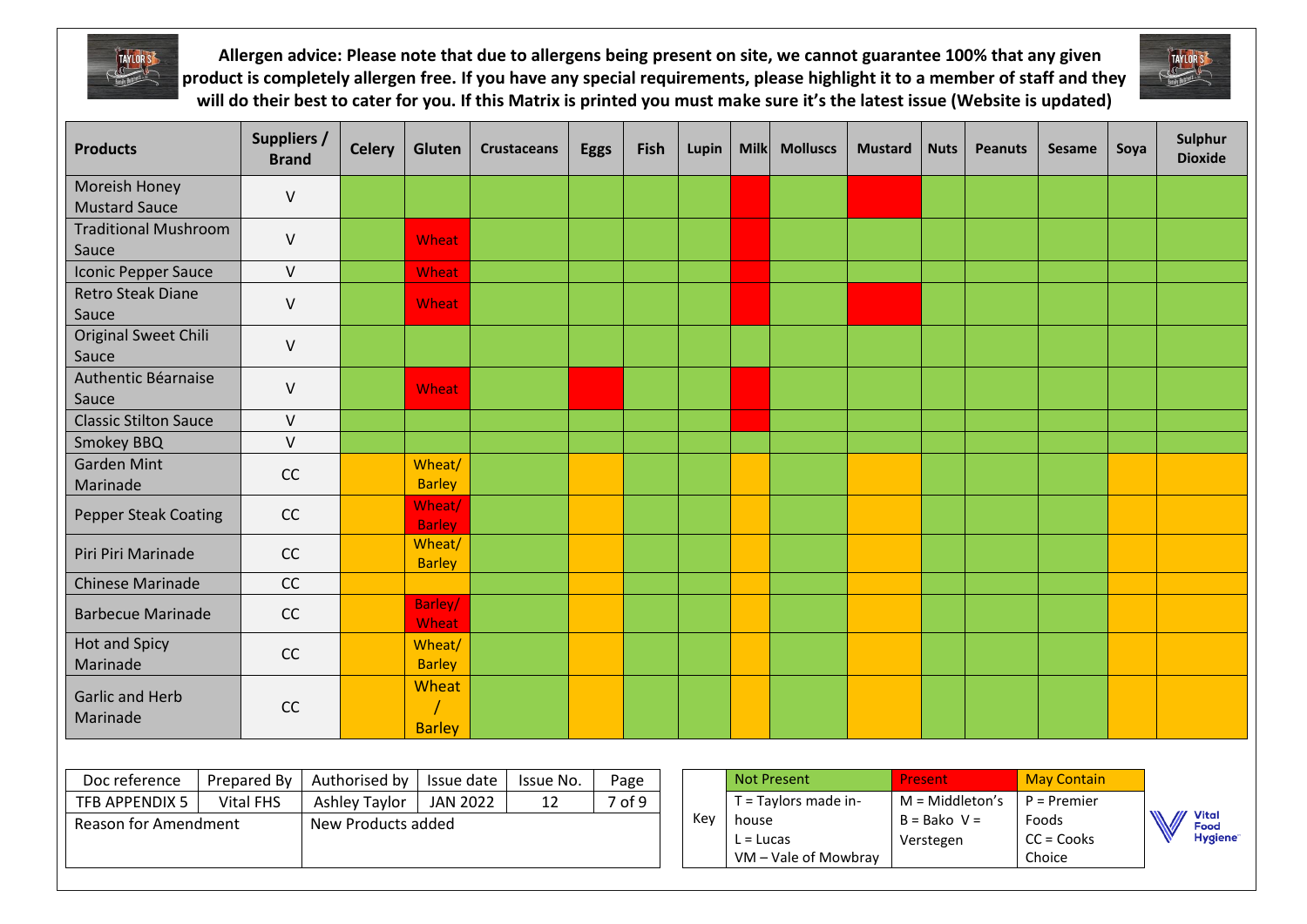**Allergen advice: Please note that due to allergens being present on site, we cannot guarantee 100% that any given product is completely allergen free. If you have any special requirements, please highlight it to a member of staff and they will do their best to cater for you. If this Matrix is printed you must make sure it's the latest issue (Website is updated)**

Cell status below follows the colour key (Not Present / Present / May Contain).

| Products | Suppliers / Brand | Celery | Gluten | Crustaceans | Eggs | Fish | Lupin | Milk | Molluscs | Mustard | Nuts | Peanuts | Sesame | Soya | Sulphur Dioxide |
|---|---|---|---|---|---|---|---|---|---|---|---|---|---|---|---|
| Moreish Honey Mustard Sauce | V | Not Present | Not Present | Not Present | Not Present | Not Present | Not Present | Present | Not Present | Present | Not Present | Not Present | Not Present | Not Present | Not Present |
| Traditional Mushroom Sauce | V | Not Present | Wheat (Present) | Not Present | Not Present | Not Present | Not Present | Present | Not Present | Not Present | Not Present | Not Present | Not Present | Not Present | Not Present |
| Iconic Pepper Sauce | V | Not Present | Wheat (Present) | Not Present | Not Present | Not Present | Not Present | Present | Not Present | Not Present | Not Present | Not Present | Not Present | Not Present | Not Present |
| Retro Steak Diane Sauce | V | Not Present | Wheat (Present) | Not Present | Not Present | Not Present | Not Present | Present | Not Present | Present | Not Present | Not Present | Not Present | Not Present | Not Present |
| Original Sweet Chili Sauce | V | Not Present | Not Present | Not Present | Not Present | Not Present | Not Present | Not Present | Not Present | Not Present | Not Present | Not Present | Not Present | Not Present | Not Present |
| Authentic Béarnaise Sauce | V | Not Present | Wheat (Present) | Not Present | Present | Not Present | Not Present | Present | Not Present | Not Present | Not Present | Not Present | Not Present | Not Present | Not Present |
| Classic Stilton Sauce | V | Not Present | Not Present | Not Present | Not Present | Not Present | Not Present | Present | Not Present | Not Present | Not Present | Not Present | Not Present | Not Present | Not Present |
| Smokey BBQ | V | Not Present | Not Present | Not Present | Not Present | Not Present | Not Present | Not Present | Not Present | Not Present | Not Present | Not Present | Not Present | Not Present | Not Present |
| Garden Mint Marinade | CC | May Contain | Wheat/ Barley (May Contain) | Not Present | May Contain | Not Present | Not Present | May Contain | Not Present | May Contain | Not Present | Not Present | Not Present | May Contain | May Contain |
| Pepper Steak Coating | CC | May Contain | Wheat/ Barley (Present) | Not Present | May Contain | Not Present | Not Present | May Contain | Not Present | May Contain | Not Present | Not Present | Not Present | May Contain | May Contain |
| Piri Piri Marinade | CC | May Contain | Wheat/ Barley (May Contain) | Not Present | May Contain | Not Present | Not Present | May Contain | Not Present | May Contain | Not Present | Not Present | Not Present | May Contain | May Contain |
| Chinese Marinade | CC | May Contain | Not Present | Not Present | May Contain | Not Present | Not Present | May Contain | Not Present | May Contain | Not Present | Not Present | Not Present | May Contain | May Contain |
| Barbecue Marinade | CC | May Contain | Barley/ Wheat (Present) | Not Present | May Contain | Not Present | Not Present | May Contain | Not Present | May Contain | Not Present | Not Present | Not Present | May Contain | May Contain |
| Hot and Spicy Marinade | CC | May Contain | Wheat/ Barley (May Contain) | Not Present | May Contain | Not Present | Not Present | May Contain | Not Present | May Contain | Not Present | Not Present | Not Present | May Contain | May Contain |
| Garlic and Herb Marinade | CC | May Contain | Wheat / Barley (May Contain) | Not Present | May Contain | Not Present | Not Present | May Contain | Not Present | May Contain | Not Present | Not Present | Not Present | May Contain | May Contain |

| Doc reference | Prepared By | Authorised by | Issue date | Issue No. | Page |
|---|---|---|---|---|---|
| TFB APPENDIX 5 | Vital FHS | Ashley Taylor | JAN 2022 | 12 | 7 of 9 |
| Reason for Amendment | | New Products added | | | |

| Key | Not Present | Present | May Contain |
|---|---|---|---|
| | T = Taylors made in-house<br>L = Lucas<br>VM – Vale of Mowbray | M = Middleton's<br>B = Bako V = Verstegen | P = Premier Foods<br>CC = Cooks Choice |

Vital Food Hygiene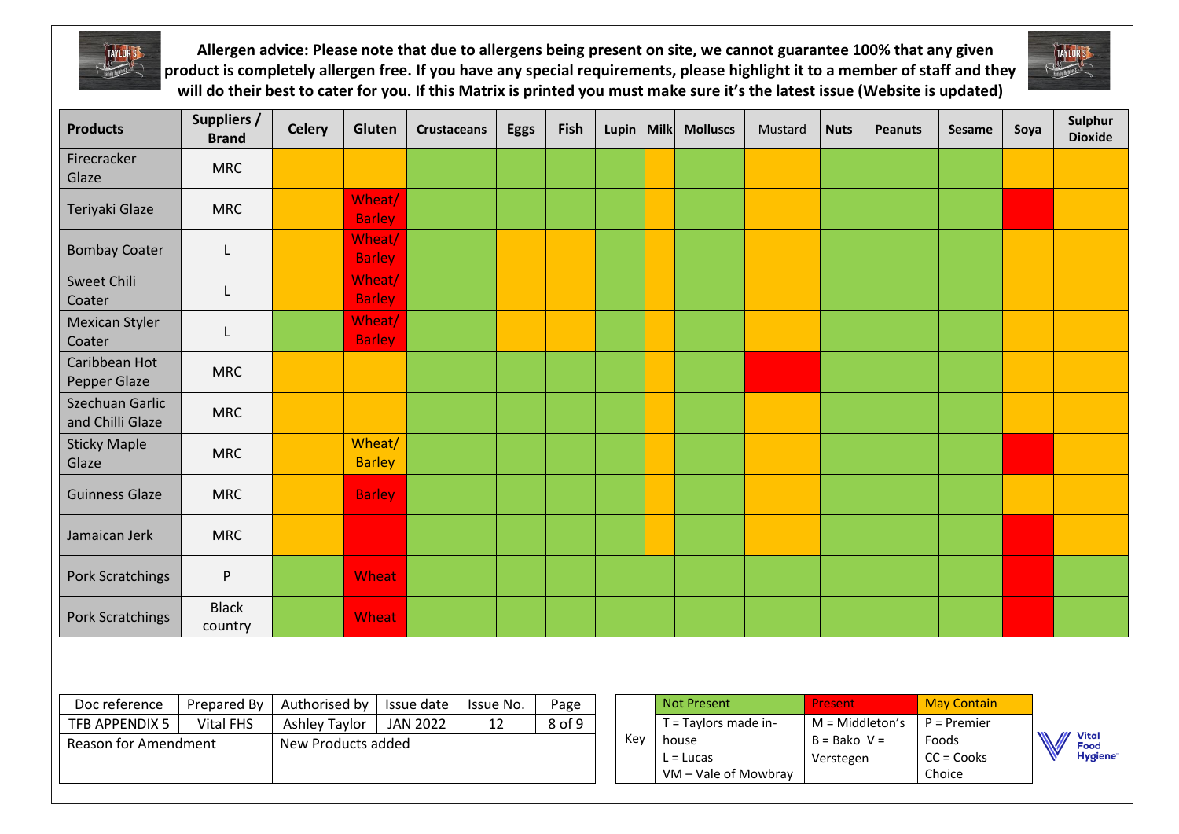Allergen advice: Please note that due to allergens being present on site, we cannot guarantee 100% that any given product is completely allergen free. If you have any special requirements, please highlight it to a member of staff and they will do their best to cater for you. If this Matrix is printed you must make sure it's the latest issue (Website is updated)

| Products | Suppliers / Brand | Celery | Gluten | Crustaceans | Eggs | Fish | Lupin | Milk | Molluscs | Mustard | Nuts | Peanuts | Sesame | Soya | Sulphur Dioxide |
|---|---|---|---|---|---|---|---|---|---|---|---|---|---|---|---|
| Firecracker Glaze | MRC | | | | | | | | | | | | | | |
| Teriyaki Glaze | MRC | | Wheat/ Barley | | | | | | | | | | | | |
| Bombay Coater | L | | Wheat/ Barley | | | | | | | | | | | | |
| Sweet Chili Coater | L | | Wheat/ Barley | | | | | | | | | | | | |
| Mexican Styler Coater | L | | Wheat/ Barley | | | | | | | | | | | | |
| Caribbean Hot Pepper Glaze | MRC | | | | | | | | | | | | | | |
| Szechuan Garlic and Chilli Glaze | MRC | | | | | | | | | | | | | | |
| Sticky Maple Glaze | MRC | | Wheat/ Barley | | | | | | | | | | | | |
| Guinness Glaze | MRC | | Barley | | | | | | | | | | | | |
| Jamaican Jerk | MRC | | | | | | | | | | | | | | |
| Pork Scratchings | P | | Wheat | | | | | | | | | | | | |
| Pork Scratchings | Black country | | Wheat | | | | | | | | | | | | |

| Doc reference | Prepared By | Authorised by | Issue date | Issue No. | Page |
|---|---|---|---|---|---|
| TFB APPENDIX 5 | Vital FHS | Ashley Taylor | JAN 2022 | 12 | 8 of 9 |
| Reason for Amendment | | New Products added | | | |

| Key | Not Present | Present | May Contain |
|---|---|---|---|
| | T = Taylors made in-house<br>L = Lucas<br>VM – Vale of Mowbray | M = Middleton's<br>B = Bako V = Verstegen | P = Premier Foods<br>CC = Cooks Choice |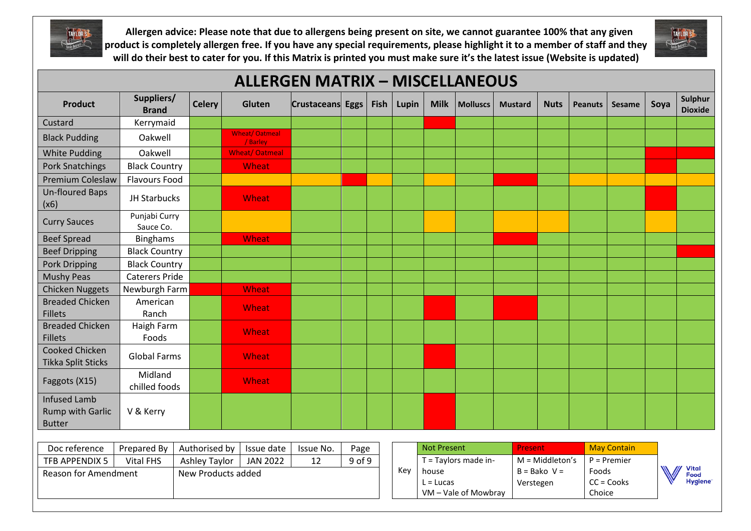**Allergen advice: Please note that due to allergens being present on site, we cannot guarantee 100% that any given product is completely allergen free. If you have any special requirements, please highlight it to a member of staff and they will do their best to cater for you. If this Matrix is printed you must make sure it's the latest issue (Website is updated)**

# ALLERGEN MATRIX – MISCELLANEOUS

| Product | Suppliers/ Brand | Celery | Gluten | Crustaceans | Eggs | Fish | Lupin | Milk | Molluscs | Mustard | Nuts | Peanuts | Sesame | Soya | Sulphur Dioxide |
|---|---|---|---|---|---|---|---|---|---|---|---|---|---|---|---|
| Custard | Kerrymaid | | | | | | | Present | | | | | | | |
| Black Pudding | Oakwell | | Wheat/ Oatmeal / Barley | | | | | | | | | | | | |
| White Pudding | Oakwell | | Wheat/ Oatmeal | | | | | | | | | | | Present | Present |
| Pork Snatchings | Black Country | | Wheat | | | | | | | | | | | Present | |
| Premium Coleslaw | Flavours Food | | May Contain | May Contain | Present | May Contain | | May Contain | | Present | | May Contain | May Contain | May Contain | May Contain |
| Un-floured Baps (x6) | JH Starbucks | | Wheat | | | | | | | | | | | Present | |
| Curry Sauces | Punjabi Curry Sauce Co. | | May Contain | | | | | May Contain | | May Contain | May Contain | | | May Contain | |
| Beef Spread | Binghams | | Wheat | | | | | | | Present | | | | | |
| Beef Dripping | Black Country | | | | | | | | | | | | | | Present |
| Pork Dripping | Black Country | | | | | | | | | | | | | | |
| Mushy Peas | Caterers Pride | | | | | | | | | | | | | | |
| Chicken Nuggets | Newburgh Farm | Present | Wheat | | | | | | | | | | | | |
| Breaded Chicken Fillets | American Ranch | | Wheat | | | | | Present | | Present | | | | | |
| Breaded Chicken Fillets | Haigh Farm Foods | | Wheat | | | | | | | | | | | | |
| Cooked Chicken Tikka Split Sticks | Global Farms | | Wheat | | | | | Present | | | | | | | |
| Faggots (X15) | Midland chilled foods | | Wheat | | | | | | | | | | | | |
| Infused Lamb Rump with Garlic Butter | V & Kerry | | | | | | | Present | | | | | | | |

| Doc reference | Prepared By | Authorised by | Issue date | Issue No. | Page |
|---|---|---|---|---|---|
| TFB APPENDIX 5 | Vital FHS | Ashley Taylor | JAN 2022 | 12 | 9 of 9 |
| Reason for Amendment | | New Products added | | | |

| Key | Not Present | Present | May Contain |
|---|---|---|---|
| | T = Taylors made in-house<br>L = Lucas<br>VM – Vale of Mowbray | M = Middleton's<br>B = Bako V = Verstegen | P = Premier Foods<br>CC = Cooks Choice |

Vital Food Hygiene